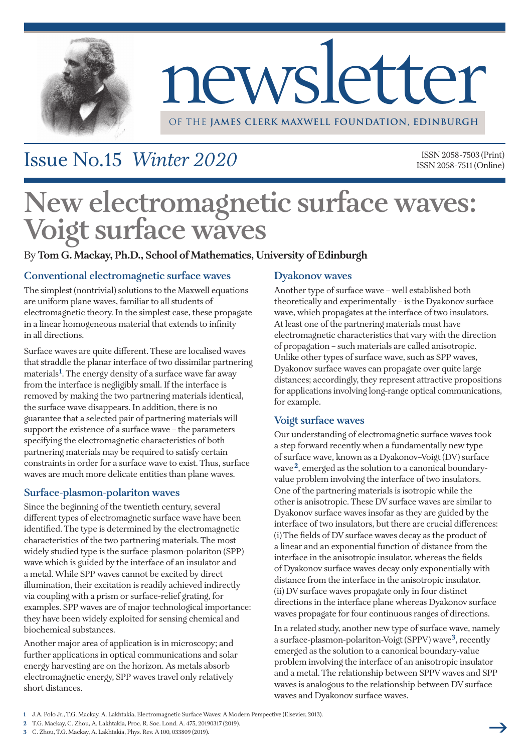# newsletter

OF THE **JAMES CLERK MAXWELL FOUNDATION, EDINBURGH**

## Issue No.15 *Winter 2020*

ISSN 2058-7503 (Print)
ISSN 2058-7511 (Online)

# New electromagnetic surface waves: Voigt surface waves

By **Tom G. Mackay, Ph.D., School of Mathematics, University of Edinburgh**

### Conventional electromagnetic surface waves

The simplest (nontrivial) solutions to the Maxwell equations are uniform plane waves, familiar to all students of electromagnetic theory. In the simplest case, these propagate in a linear homogeneous material that extends to infinity in all directions.

Surface waves are quite different. These are localised waves that straddle the planar interface of two dissimilar partnering materials[1]. The energy density of a surface wave far away from the interface is negligibly small. If the interface is removed by making the two partnering materials identical, the surface wave disappears. In addition, there is no guarantee that a selected pair of partnering materials will support the existence of a surface wave – the parameters specifying the electromagnetic characteristics of both partnering materials may be required to satisfy certain constraints in order for a surface wave to exist. Thus, surface waves are much more delicate entities than plane waves.

### Surface-plasmon-polariton waves

Since the beginning of the twentieth century, several different types of electromagnetic surface wave have been identified. The type is determined by the electromagnetic characteristics of the two partnering materials. The most widely studied type is the surface-plasmon-polariton (SPP) wave which is guided by the interface of an insulator and a metal. While SPP waves cannot be excited by direct illumination, their excitation is readily achieved indirectly via coupling with a prism or surface-relief grating, for examples. SPP waves are of major technological importance: they have been widely exploited for sensing chemical and biochemical substances.

Another major area of application is in microscopy; and further applications in optical communications and solar energy harvesting are on the horizon. As metals absorb electromagnetic energy, SPP waves travel only relatively short distances.

### Dyakonov waves

Another type of surface wave – well established both theoretically and experimentally – is the Dyakonov surface wave, which propagates at the interface of two insulators. At least one of the partnering materials must have electromagnetic characteristics that vary with the direction of propagation – such materials are called anisotropic. Unlike other types of surface wave, such as SPP waves, Dyakonov surface waves can propagate over quite large distances; accordingly, they represent attractive propositions for applications involving long-range optical communications, for example.

### Voigt surface waves

Our understanding of electromagnetic surface waves took a step forward recently when a fundamentally new type of surface wave, known as a Dyakonov–Voigt (DV) surface wave[2], emerged as the solution to a canonical boundary-value problem involving the interface of two insulators. One of the partnering materials is isotropic while the other is anisotropic. These DV surface waves are similar to Dyakonov surface waves insofar as they are guided by the interface of two insulators, but there are crucial differences: (i) The fields of DV surface waves decay as the product of a linear and an exponential function of distance from the interface in the anisotropic insulator, whereas the fields of Dyakonov surface waves decay only exponentially with distance from the interface in the anisotropic insulator. (ii) DV surface waves propagate only in four distinct directions in the interface plane whereas Dyakonov surface waves propagate for four continuous ranges of directions.

In a related study, another new type of surface wave, namely a surface-plasmon-polariton-Voigt (SPPV) wave[3], recently emerged as the solution to a canonical boundary-value problem involving the interface of an anisotropic insulator and a metal. The relationship between SPPV waves and SPP waves is analogous to the relationship between DV surface waves and Dyakonov surface waves.

---

**1** J.A. Polo Jr., T.G. Mackay, A. Lakhtakia, Electromagnetic Surface Waves: A Modern Perspective (Elsevier, 2013).

**2** T.G. Mackay, C. Zhou, A. Lakhtakia, Proc. R. Soc. Lond. A. 475, 20190317 (2019).

**3** C. Zhou, T.G. Mackay, A. Lakhtakia, Phys. Rev. A 100, 033809 (2019).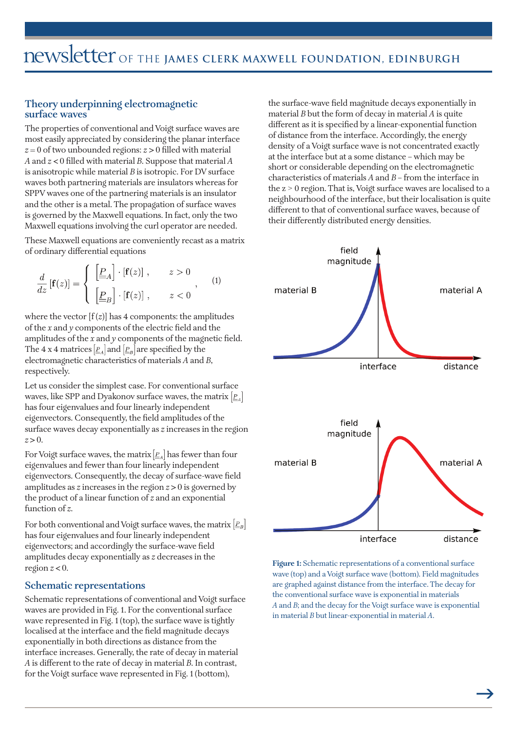## Theory underpinning electromagnetic surface waves

The properties of conventional and Voigt surface waves are most easily appreciated by considering the planar interface $z = 0$ of two unbounded regions: $z > 0$ filled with material *A* and $z < 0$ filled with material *B*. Suppose that material *A* is anisotropic while material *B* is isotropic. For DV surface waves both partnering materials are insulators whereas for SPPV waves one of the partnering materials is an insulator and the other is a metal. The propagation of surface waves is governed by the Maxwell equations. In fact, only the two Maxwell equations involving the curl operator are needed.

These Maxwell equations are conveniently recast as a matrix of ordinary differential equations

$$\frac{d}{dz}\left[\mathbf{f}(z)\right] = \begin{cases} \left[\underline{\underline{P}}_A\right] \cdot \left[\mathbf{f}(z)\right], & z > 0 \\ \left[\underline{\underline{P}}_B\right] \cdot \left[\mathbf{f}(z)\right], & z < 0 \end{cases}, \qquad (1)$$

where the vector $[\mathrm{f}(z)]$ has 4 components: the amplitudes of the *x* and *y* components of the electric field and the amplitudes of the *x* and *y* components of the magnetic field. The 4 x 4 matrices $\left[\underline{\underline{P}}_A\right]$ and $\left[\underline{\underline{P}}_B\right]$ are specified by the electromagnetic characteristics of materials *A* and *B*, respectively.

Let us consider the simplest case. For conventional surface waves, like SPP and Dyakonov surface waves, the matrix $\left[\underline{\underline{P}}_A\right]$ has four eigenvalues and four linearly independent eigenvectors. Consequently, the field amplitudes of the surface waves decay exponentially as *z* increases in the region $z > 0$.

For Voigt surface waves, the matrix $\left[\underline{\underline{P}}_A\right]$ has fewer than four eigenvalues and fewer than four linearly independent eigenvectors. Consequently, the decay of surface-wave field amplitudes as *z* increases in the region $z > 0$ is governed by the product of a linear function of *z* and an exponential function of *z*.

For both conventional and Voigt surface waves, the matrix $\left[\underline{\underline{P}}_B\right]$ has four eigenvalues and four linearly independent eigenvectors; and accordingly the surface-wave field amplitudes decay exponentially as *z* decreases in the region $z < 0$.

## Schematic representations

Schematic representations of conventional and Voigt surface waves are provided in Fig. 1. For the conventional surface wave represented in Fig. 1 (top), the surface wave is tightly localised at the interface and the field magnitude decays exponentially in both directions as distance from the interface increases. Generally, the rate of decay in material *A* is different to the rate of decay in material *B*. In contrast, for the Voigt surface wave represented in Fig. 1 (bottom), the surface-wave field magnitude decays exponentially in material *B* but the form of decay in material *A* is quite different as it is specified by a linear-exponential function of distance from the interface. Accordingly, the energy density of a Voigt surface wave is not concentrated exactly at the interface but at a some distance – which may be short or considerable depending on the electromagnetic characteristics of materials *A* and *B* – from the interface in the $z > 0$ region. That is, Voigt surface waves are localised to a neighbourhood of the interface, but their localisation is quite different to that of conventional surface waves, because of their differently distributed energy densities.

**Figure 1:** Schematic representations of a conventional surface wave (top) and a Voigt surface wave (bottom). Field magnitudes are graphed against distance from the interface. The decay for the conventional surface wave is exponential in materials *A* and *B*; and the decay for the Voigt surface wave is exponential in material *B* but linear-exponential in material *A*.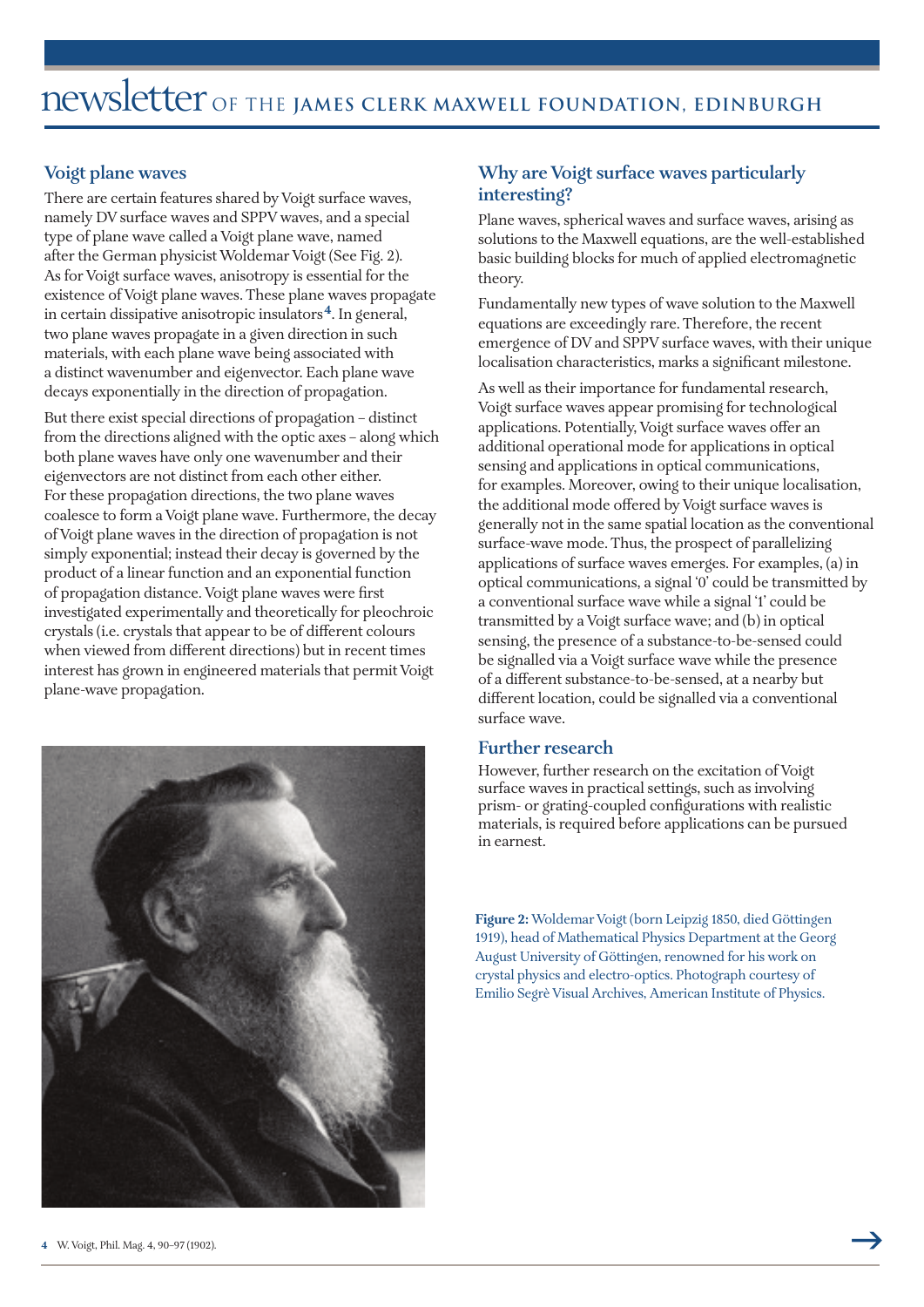## Voigt plane waves

There are certain features shared by Voigt surface waves, namely DV surface waves and SPPV waves, and a special type of plane wave called a Voigt plane wave, named after the German physicist Woldemar Voigt (See Fig. 2). As for Voigt surface waves, anisotropy is essential for the existence of Voigt plane waves. These plane waves propagate in certain dissipative anisotropic insulators[4]. In general, two plane waves propagate in a given direction in such materials, with each plane wave being associated with a distinct wavenumber and eigenvector. Each plane wave decays exponentially in the direction of propagation.

But there exist special directions of propagation – distinct from the directions aligned with the optic axes – along which both plane waves have only one wavenumber and their eigenvectors are not distinct from each other either. For these propagation directions, the two plane waves coalesce to form a Voigt plane wave. Furthermore, the decay of Voigt plane waves in the direction of propagation is not simply exponential; instead their decay is governed by the product of a linear function and an exponential function of propagation distance. Voigt plane waves were first investigated experimentally and theoretically for pleochroic crystals (i.e. crystals that appear to be of different colours when viewed from different directions) but in recent times interest has grown in engineered materials that permit Voigt plane-wave propagation.

## Why are Voigt surface waves particularly interesting?

Plane waves, spherical waves and surface waves, arising as solutions to the Maxwell equations, are the well-established basic building blocks for much of applied electromagnetic theory.

Fundamentally new types of wave solution to the Maxwell equations are exceedingly rare. Therefore, the recent emergence of DV and SPPV surface waves, with their unique localisation characteristics, marks a significant milestone.

As well as their importance for fundamental research, Voigt surface waves appear promising for technological applications. Potentially, Voigt surface waves offer an additional operational mode for applications in optical sensing and applications in optical communications, for examples. Moreover, owing to their unique localisation, the additional mode offered by Voigt surface waves is generally not in the same spatial location as the conventional surface-wave mode. Thus, the prospect of parallelizing applications of surface waves emerges. For examples, (a) in optical communications, a signal '0' could be transmitted by a conventional surface wave while a signal '1' could be transmitted by a Voigt surface wave; and (b) in optical sensing, the presence of a substance-to-be-sensed could be signalled via a Voigt surface wave while the presence of a different substance-to-be-sensed, at a nearby but different location, could be signalled via a conventional surface wave.

## Further research

However, further research on the excitation of Voigt surface waves in practical settings, such as involving prism- or grating-coupled configurations with realistic materials, is required before applications can be pursued in earnest.

**Figure 2:** Woldemar Voigt (born Leipzig 1850, died Göttingen 1919), head of Mathematical Physics Department at the Georg August University of Göttingen, renowned for his work on crystal physics and electro-optics. Photograph courtesy of Emilio Segrè Visual Archives, American Institute of Physics.

[4] W. Voigt, Phil. Mag. 4, 90–97 (1902).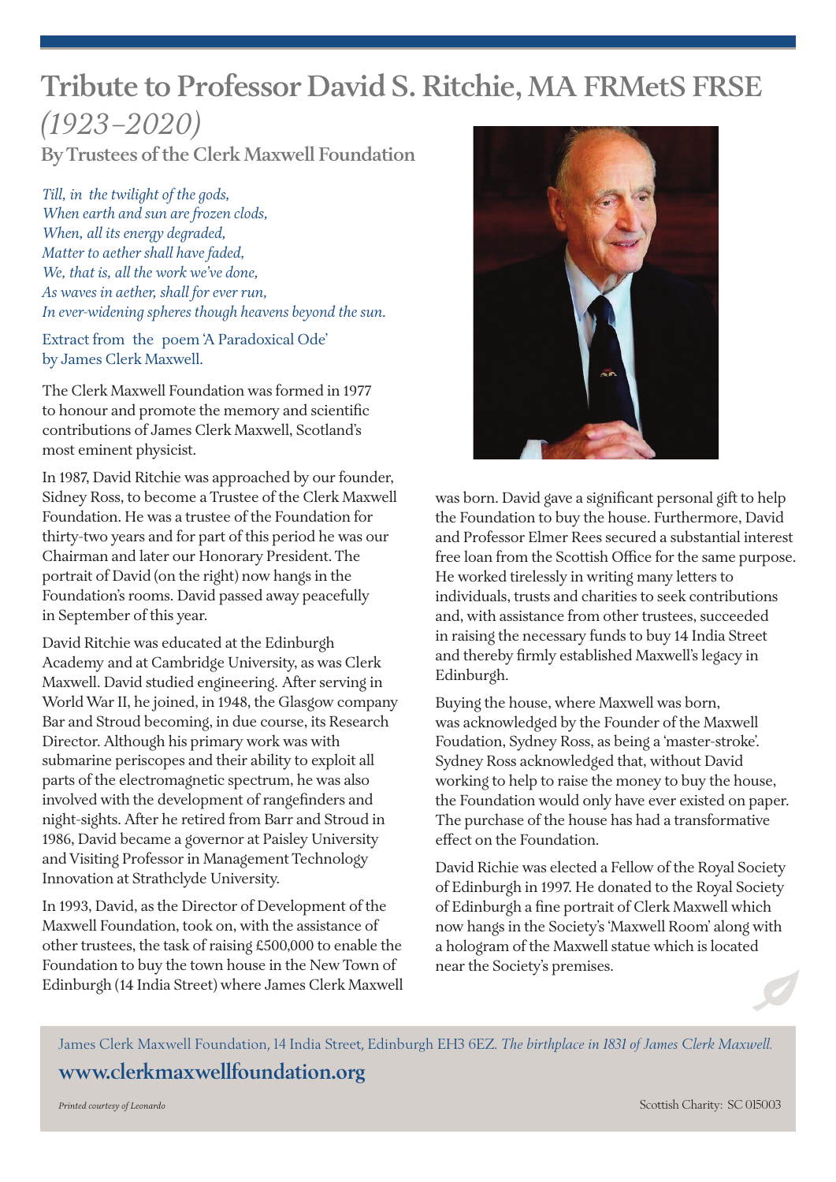# Tribute to Professor David S. Ritchie, MA FRMetS FRSE *(1923–2020)*

## By Trustees of the Clerk Maxwell Foundation

*Till, in the twilight of the gods,*
*When earth and sun are frozen clods,*
*When, all its energy degraded,*
*Matter to aether shall have faded,*
*We, that is, all the work we've done,*
*As waves in aether, shall for ever run,*
*In ever-widening spheres though heavens beyond the sun.*

Extract from the poem 'A Paradoxical Ode' by James Clerk Maxwell.

The Clerk Maxwell Foundation was formed in 1977 to honour and promote the memory and scientific contributions of James Clerk Maxwell, Scotland's most eminent physicist.

In 1987, David Ritchie was approached by our founder, Sidney Ross, to become a Trustee of the Clerk Maxwell Foundation. He was a trustee of the Foundation for thirty-two years and for part of this period he was our Chairman and later our Honorary President. The portrait of David (on the right) now hangs in the Foundation's rooms. David passed away peacefully in September of this year.

David Ritchie was educated at the Edinburgh Academy and at Cambridge University, as was Clerk Maxwell. David studied engineering. After serving in World War II, he joined, in 1948, the Glasgow company Bar and Stroud becoming, in due course, its Research Director. Although his primary work was with submarine periscopes and their ability to exploit all parts of the electromagnetic spectrum, he was also involved with the development of rangefinders and night-sights. After he retired from Barr and Stroud in 1986, David became a governor at Paisley University and Visiting Professor in Management Technology Innovation at Strathclyde University.

In 1993, David, as the Director of Development of the Maxwell Foundation, took on, with the assistance of other trustees, the task of raising £500,000 to enable the Foundation to buy the town house in the New Town of Edinburgh (14 India Street) where James Clerk Maxwell was born. David gave a significant personal gift to help the Foundation to buy the house. Furthermore, David and Professor Elmer Rees secured a substantial interest free loan from the Scottish Office for the same purpose. He worked tirelessly in writing many letters to individuals, trusts and charities to seek contributions and, with assistance from other trustees, succeeded in raising the necessary funds to buy 14 India Street and thereby firmly established Maxwell's legacy in Edinburgh.

Buying the house, where Maxwell was born, was acknowledged by the Founder of the Maxwell Foudation, Sydney Ross, as being a 'master-stroke'. Sydney Ross acknowledged that, without David working to help to raise the money to buy the house, the Foundation would only have ever existed on paper. The purchase of the house has had a transformative effect on the Foundation.

David Richie was elected a Fellow of the Royal Society of Edinburgh in 1997. He donated to the Royal Society of Edinburgh a fine portrait of Clerk Maxwell which now hangs in the Society's 'Maxwell Room' along with a hologram of the Maxwell statue which is located near the Society's premises.

James Clerk Maxwell Foundation, 14 India Street, Edinburgh EH3 6EZ. *The birthplace in 1831 of James Clerk Maxwell.*

**www.clerkmaxwellfoundation.org**

*Printed courtesy of Leonardo*

Scottish Charity: SC 015003